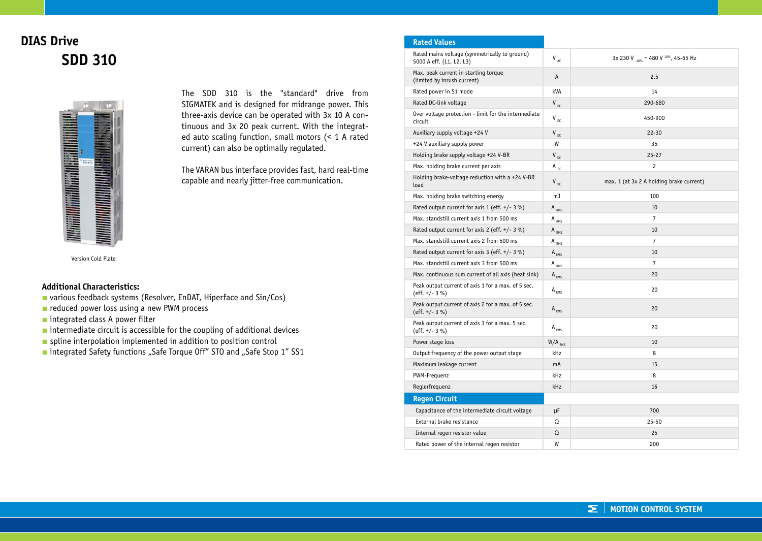# DIAS Drive

## SDD 310

The SDD 310 is the "standard" drive from SIGMATEK and is designed for midrange power. This three-axis device can be operated with 3x 10 A continuous and 3x 20 peak current. With the integrated auto scaling function, small motors (< 1 A rated current) can also be optimally regulated.

The VARAN bus interface provides fast, hard real-time capable and nearly jitter-free communication.

Version Cold Plate

### Additional Characteristics:

- various feedback systems (Resolver, EnDAT, Hiperface and Sin/Cos)
- reduced power loss using a new PWM process
- integrated class A power filter
- intermediate circuit is accessible for the coupling of additional devices
- spline interpolation implemented in addition to position control
- integrated Safety functions „Safe Torque Off" STO and „Safe Stop 1" SS1

| Rated Values | | |
|---|---|---|
| Rated mains voltage (symmetrically to ground) 5000 A eff. (L1, L2, L3) | $V_{AC}$ | 3x 230 V $_{-10\%}$ – 480 V $^{10\%}$, 45-65 Hz |
| Max. peak current in starting torque (limited by inrush current) | A | 2.5 |
| Rated power in S1 mode | kVA | 14 |
| Rated DC-link voltage | $V_{DC}$ | 290-680 |
| Over voltage protection - limit for the intermediate circuit | $V_{DC}$ | 450-900 |
| Auxiliary supply voltage +24 V | $V_{DC}$ | 22-30 |
| +24 V auxiliary supply power | W | 35 |
| Holding brake supply voltage +24 V-BR | $V_{DC}$ | 25-27 |
| Max. holding brake current per axis | $A_{DC}$ | 2 |
| Holding brake-voltage reduction with a +24 V-BR load | $V_{DC}$ | max. 1 (at 3x 2 A holding brake current) |
| Max. holding brake switching energy | mJ | 100 |
| Rated output current for axis 1 (eff. +/- 3 %) | $A_{RMS}$ | 10 |
| Max. standstill current axis 1 from 500 ms | $A_{RMS}$ | 7 |
| Rated output current for axis 2 (eff. +/- 3 %) | $A_{RMS}$ | 10 |
| Max. standstill current axis 2 from 500 ms | $A_{RMS}$ | 7 |
| Rated output current for axis 3 (eff. +/- 3 %) | $A_{RMS}$ | 10 |
| Max. standstill current axis 3 from 500 ms | $A_{RMS}$ | 7 |
| Max. continuous sum current of all axis (heat sink) | $A_{RMS}$ | 20 |
| Peak output current of axis 1 for a max. of 5 sec. (eff. +/- 3 %) | $A_{RMS}$ | 20 |
| Peak output current of axis 2 for a max. of 5 sec. (eff. +/- 3 %) | $A_{RMS}$ | 20 |
| Peak output current of axis 3 for a max. 5 sec. (eff. +/- 3 %) | $A_{RMS}$ | 20 |
| Power stage loss | $W/A_{RMS}$ | 10 |
| Output frequency of the power output stage | kHz | 8 |
| Maximum leakage current | mA | 15 |
| PWM-Frequenz | kHz | 8 |
| Reglerfrequenz | kHz | 16 |
| **Regen Circuit** | | |
| Capacitance of the intermediate circuit voltage | µF | 700 |
| External brake resistance | Ω | 25-50 |
| Internal regen resistor value | Ω | 25 |
| Rated power of the internal regen resistor | W | 200 |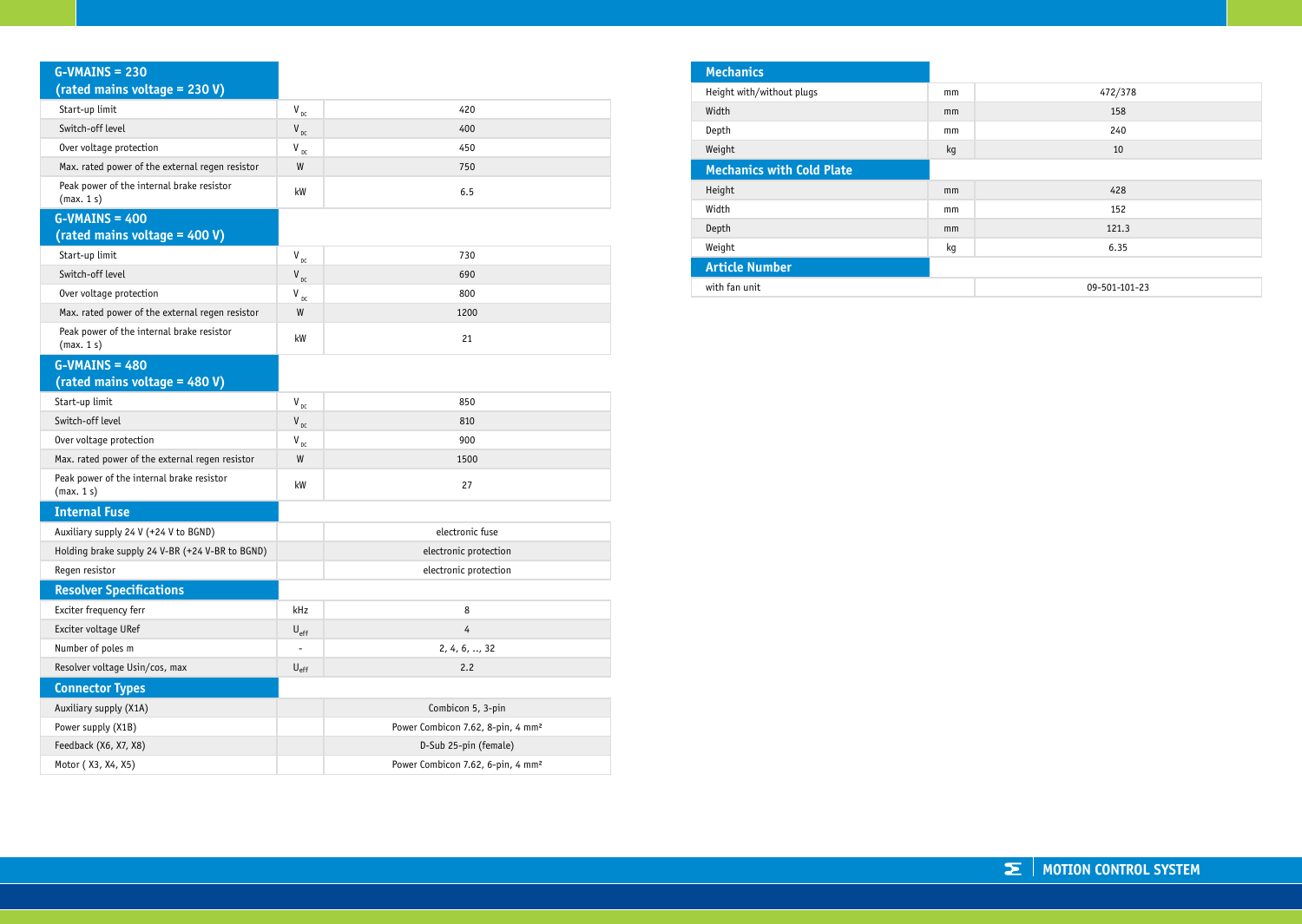## G-VMAINS = 230 (rated mains voltage = 230 V)

| | | |
|---|---|---|
| Start-up limit | $V_{DC}$ | 420 |
| Switch-off level | $V_{DC}$ | 400 |
| Over voltage protection | $V_{DC}$ | 450 |
| Max. rated power of the external regen resistor | W | 750 |
| Peak power of the internal brake resistor (max. 1 s) | kW | 6.5 |

## G-VMAINS = 400 (rated mains voltage = 400 V)

| | | |
|---|---|---|
| Start-up limit | $V_{DC}$ | 730 |
| Switch-off level | $V_{DC}$ | 690 |
| Over voltage protection | $V_{DC}$ | 800 |
| Max. rated power of the external regen resistor | W | 1200 |
| Peak power of the internal brake resistor (max. 1 s) | kW | 21 |

## G-VMAINS = 480 (rated mains voltage = 480 V)

| | | |
|---|---|---|
| Start-up limit | $V_{DC}$ | 850 |
| Switch-off level | $V_{DC}$ | 810 |
| Over voltage protection | $V_{DC}$ | 900 |
| Max. rated power of the external regen resistor | W | 1500 |
| Peak power of the internal brake resistor (max. 1 s) | kW | 27 |

## Internal Fuse

| | | |
|---|---|---|
| Auxiliary supply 24 V (+24 V to BGND) | | electronic fuse |
| Holding brake supply 24 V-BR (+24 V-BR to BGND) | | electronic protection |
| Regen resistor | | electronic protection |

## Resolver Specifications

| | | |
|---|---|---|
| Exciter frequency ferr | kHz | 8 |
| Exciter voltage URef | $U_{eff}$ | 4 |
| Number of poles m | - | 2, 4, 6, .., 32 |
| Resolver voltage Usin/cos, max | $U_{eff}$ | 2.2 |

## Connector Types

| | | |
|---|---|---|
| Auxiliary supply (X1A) | | Combicon 5, 3-pin |
| Power supply (X1B) | | Power Combicon 7.62, 8-pin, 4 mm² |
| Feedback (X6, X7, X8) | | D-Sub 25-pin (female) |
| Motor ( X3, X4, X5) | | Power Combicon 7.62, 6-pin, 4 mm² |

## Mechanics

| | | |
|---|---|---|
| Height with/without plugs | mm | 472/378 |
| Width | mm | 158 |
| Depth | mm | 240 |
| Weight | kg | 10 |

## Mechanics with Cold Plate

| | | |
|---|---|---|
| Height | mm | 428 |
| Width | mm | 152 |
| Depth | mm | 121.3 |
| Weight | kg | 6.35 |

## Article Number

| | |
|---|---|
| with fan unit | 09-501-101-23 |

MOTION CONTROL SYSTEM